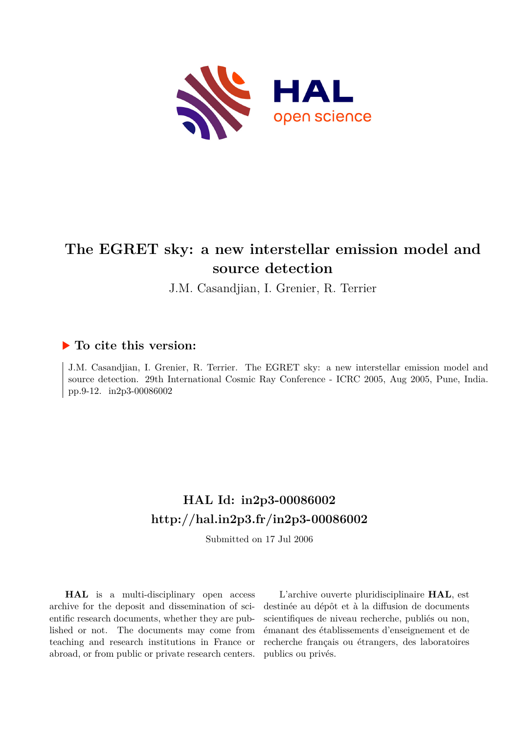# The EGRET sky: a new interstellar emission model and source detection

J.M. Casandjian, I. Grenier, R. Terrier

## ▶ To cite this version:

J.M. Casandjian, I. Grenier, R. Terrier. The EGRET sky: a new interstellar emission model and source detection. 29th International Cosmic Ray Conference - ICRC 2005, Aug 2005, Pune, India. pp.9-12. in2p3-00086002

## HAL Id: in2p3-00086002
## http://hal.in2p3.fr/in2p3-00086002

Submitted on 17 Jul 2006

**HAL** is a multi-disciplinary open access archive for the deposit and dissemination of scientific research documents, whether they are published or not. The documents may come from teaching and research institutions in France or abroad, or from public or private research centers.

L'archive ouverte pluridisciplinaire **HAL**, est destinée au dépôt et à la diffusion de documents scientifiques de niveau recherche, publiés ou non, émanant des établissements d'enseignement et de recherche français ou étrangers, des laboratoires publics ou privés.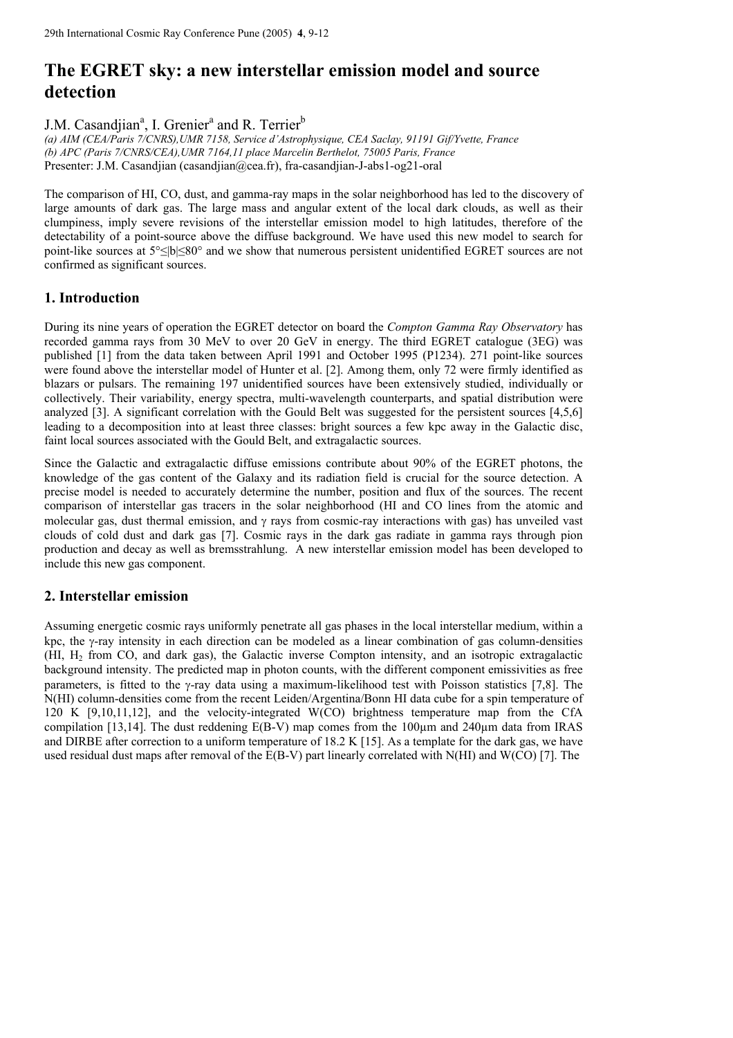# The EGRET sky: a new interstellar emission model and source detection

J.M. Casandjian[a], I. Grenier[a] and R. Terrier[b]

*(a) AIM (CEA/Paris 7/CNRS),UMR 7158, Service d'Astrophysique, CEA Saclay, 91191 Gif/Yvette, France*
*(b) APC (Paris 7/CNRS/CEA),UMR 7164,11 place Marcelin Berthelot, 75005 Paris, France*
Presenter: J.M. Casandjian (casandjian@cea.fr), fra-casandjian-J-abs1-og21-oral

The comparison of HI, CO, dust, and gamma-ray maps in the solar neighborhood has led to the discovery of large amounts of dark gas. The large mass and angular extent of the local dark clouds, as well as their clumpiness, imply severe revisions of the interstellar emission model to high latitudes, therefore of the detectability of a point-source above the diffuse background. We have used this new model to search for point-like sources at $5° \leq |b| \leq 80°$ and we show that numerous persistent unidentified EGRET sources are not confirmed as significant sources.

## 1. Introduction

During its nine years of operation the EGRET detector on board the *Compton Gamma Ray Observatory* has recorded gamma rays from 30 MeV to over 20 GeV in energy. The third EGRET catalogue (3EG) was published [1] from the data taken between April 1991 and October 1995 (P1234). 271 point-like sources were found above the interstellar model of Hunter et al. [2]. Among them, only 72 were firmly identified as blazars or pulsars. The remaining 197 unidentified sources have been extensively studied, individually or collectively. Their variability, energy spectra, multi-wavelength counterparts, and spatial distribution were analyzed [3]. A significant correlation with the Gould Belt was suggested for the persistent sources [4,5,6] leading to a decomposition into at least three classes: bright sources a few kpc away in the Galactic disc, faint local sources associated with the Gould Belt, and extragalactic sources.

Since the Galactic and extragalactic diffuse emissions contribute about 90% of the EGRET photons, the knowledge of the gas content of the Galaxy and its radiation field is crucial for the source detection. A precise model is needed to accurately determine the number, position and flux of the sources. The recent comparison of interstellar gas tracers in the solar neighborhood (HI and CO lines from the atomic and molecular gas, dust thermal emission, and $\gamma$ rays from cosmic-ray interactions with gas) has unveiled vast clouds of cold dust and dark gas [7]. Cosmic rays in the dark gas radiate in gamma rays through pion production and decay as well as bremsstrahlung. A new interstellar emission model has been developed to include this new gas component.

## 2. Interstellar emission

Assuming energetic cosmic rays uniformly penetrate all gas phases in the local interstellar medium, within a kpc, the $\gamma$-ray intensity in each direction can be modeled as a linear combination of gas column-densities (HI, $H_2$ from CO, and dark gas), the Galactic inverse Compton intensity, and an isotropic extragalactic background intensity. The predicted map in photon counts, with the different component emissivities as free parameters, is fitted to the $\gamma$-ray data using a maximum-likelihood test with Poisson statistics [7,8]. The N(HI) column-densities come from the recent Leiden/Argentina/Bonn HI data cube for a spin temperature of 120 K [9,10,11,12], and the velocity-integrated W(CO) brightness temperature map from the CfA compilation [13,14]. The dust reddening E(B-V) map comes from the 100μm and 240μm data from IRAS and DIRBE after correction to a uniform temperature of 18.2 K [15]. As a template for the dark gas, we have used residual dust maps after removal of the E(B-V) part linearly correlated with N(HI) and W(CO) [7]. The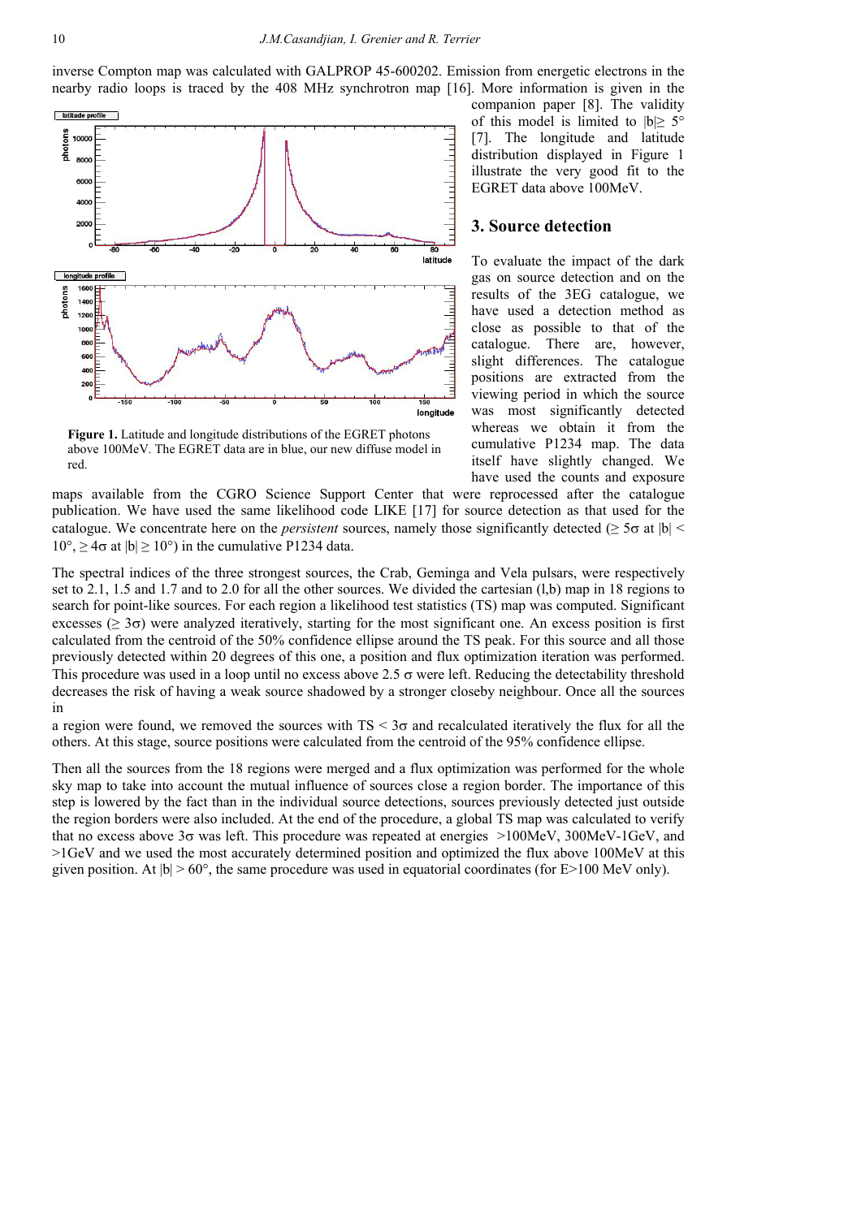inverse Compton map was calculated with GALPROP 45-600202. Emission from energetic electrons in the nearby radio loops is traced by the 408 MHz synchrotron map [16]. More information is given in the companion paper [8]. The validity of this model is limited to $|b| \geq 5°$ [7]. The longitude and latitude distribution displayed in Figure 1 illustrate the very good fit to the EGRET data above 100MeV.

**Figure 1.** Latitude and longitude distributions of the EGRET photons above 100MeV. The EGRET data are in blue, our new diffuse model in red.

## 3. Source detection

To evaluate the impact of the dark gas on source detection and on the results of the 3EG catalogue, we have used a detection method as close as possible to that of the catalogue. There are, however, slight differences. The catalogue positions are extracted from the viewing period in which the source was most significantly detected whereas we obtain it from the cumulative P1234 map. The data itself have slightly changed. We have used the counts and exposure maps available from the CGRO Science Support Center that were reprocessed after the catalogue publication. We have used the same likelihood code LIKE [17] for source detection as that used for the catalogue. We concentrate here on the *persistent* sources, namely those significantly detected ($\geq 5\sigma$ at $|b| < 10°$, $\geq 4\sigma$ at $|b| \geq 10°$) in the cumulative P1234 data.

The spectral indices of the three strongest sources, the Crab, Geminga and Vela pulsars, were respectively set to 2.1, 1.5 and 1.7 and to 2.0 for all the other sources. We divided the cartesian (l,b) map in 18 regions to search for point-like sources. For each region a likelihood test statistics (TS) map was computed. Significant excesses ($\geq 3\sigma$) were analyzed iteratively, starting for the most significant one. An excess position is first calculated from the centroid of the 50% confidence ellipse around the TS peak. For this source and all those previously detected within 20 degrees of this one, a position and flux optimization iteration was performed. This procedure was used in a loop until no excess above 2.5 $\sigma$ were left. Reducing the detectability threshold decreases the risk of having a weak source shadowed by a stronger closeby neighbour. Once all the sources in a region were found, we removed the sources with TS < $3\sigma$ and recalculated iteratively the flux for all the others. At this stage, source positions were calculated from the centroid of the 95% confidence ellipse.

Then all the sources from the 18 regions were merged and a flux optimization was performed for the whole sky map to take into account the mutual influence of sources close a region border. The importance of this step is lowered by the fact than in the individual source detections, sources previously detected just outside the region borders were also included. At the end of the procedure, a global TS map was calculated to verify that no excess above $3\sigma$ was left. This procedure was repeated at energies >100MeV, 300MeV-1GeV, and >1GeV and we used the most accurately determined position and optimized the flux above 100MeV at this given position. At $|b| > 60°$, the same procedure was used in equatorial coordinates (for E>100 MeV only).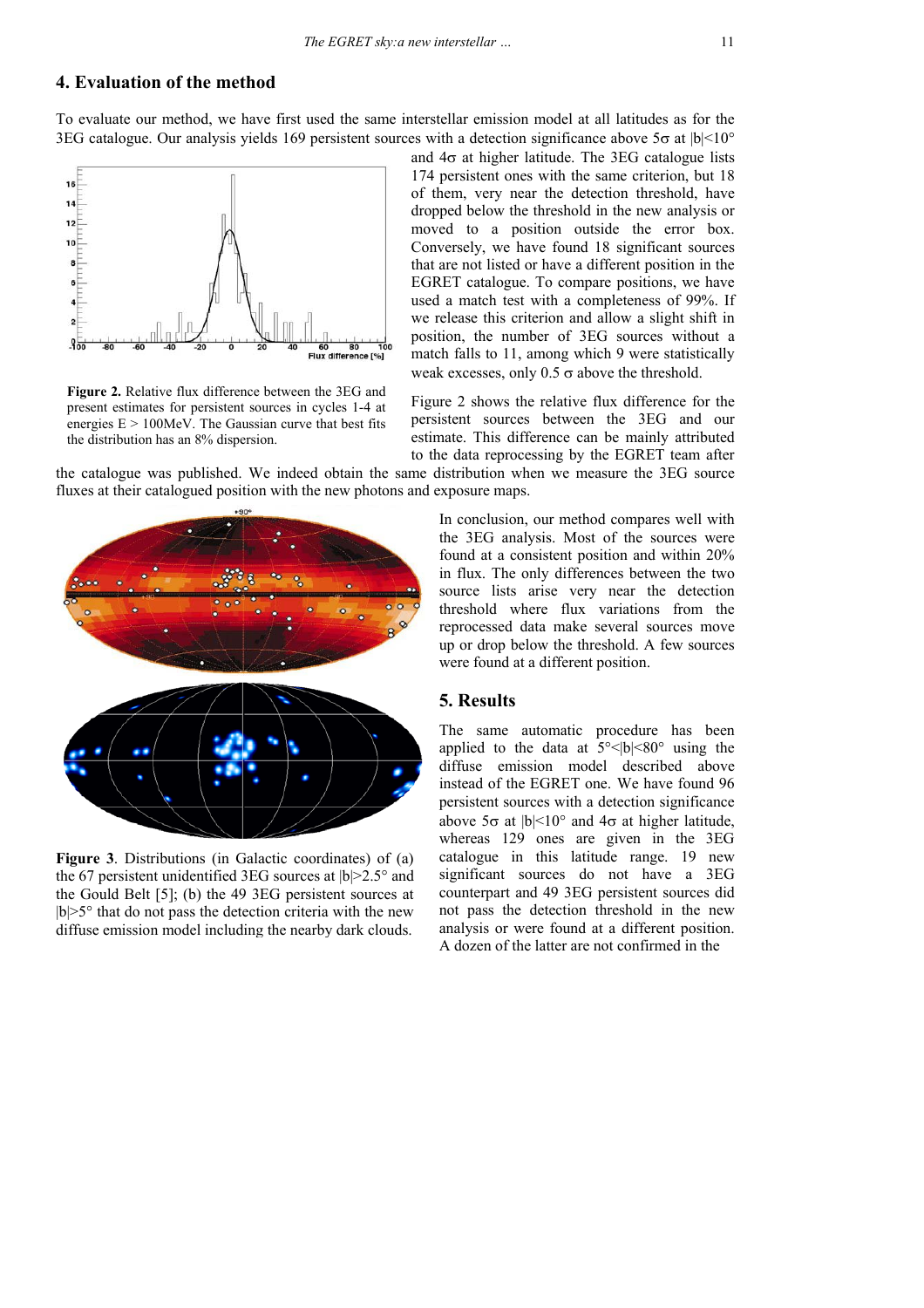## 4. Evaluation of the method

To evaluate our method, we have first used the same interstellar emission model at all latitudes as for the 3EG catalogue. Our analysis yields 169 persistent sources with a detection significance above 5σ at |b|<10° and 4σ at higher latitude. The 3EG catalogue lists 174 persistent ones with the same criterion, but 18 of them, very near the detection threshold, have dropped below the threshold in the new analysis or moved to a position outside the error box. Conversely, we have found 18 significant sources that are not listed or have a different position in the EGRET catalogue. To compare positions, we have used a match test with a completeness of 99%. If we release this criterion and allow a slight shift in position, the number of 3EG sources without a match falls to 11, among which 9 were statistically weak excesses, only 0.5 σ above the threshold.

**Figure 2.** Relative flux difference between the 3EG and present estimates for persistent sources in cycles 1-4 at energies E > 100MeV. The Gaussian curve that best fits the distribution has an 8% dispersion.

Figure 2 shows the relative flux difference for the persistent sources between the 3EG and our estimate. This difference can be mainly attributed to the data reprocessing by the EGRET team after the catalogue was published. We indeed obtain the same distribution when we measure the 3EG source fluxes at their catalogued position with the new photons and exposure maps.

In conclusion, our method compares well with the 3EG analysis. Most of the sources were found at a consistent position and within 20% in flux. The only differences between the two source lists arise very near the detection threshold where flux variations from the reprocessed data make several sources move up or drop below the threshold. A few sources were found at a different position.

**Figure 3**. Distributions (in Galactic coordinates) of (a) the 67 persistent unidentified 3EG sources at |b|>2.5° and the Gould Belt [5]; (b) the 49 3EG persistent sources at |b|>5° that do not pass the detection criteria with the new diffuse emission model including the nearby dark clouds.

## 5. Results

The same automatic procedure has been applied to the data at 5°<|b|<80° using the diffuse emission model described above instead of the EGRET one. We have found 96 persistent sources with a detection significance above 5σ at |b|<10° and 4σ at higher latitude, whereas 129 ones are given in the 3EG catalogue in this latitude range. 19 new significant sources do not have a 3EG counterpart and 49 3EG persistent sources did not pass the detection threshold in the new analysis or were found at a different position. A dozen of the latter are not confirmed in the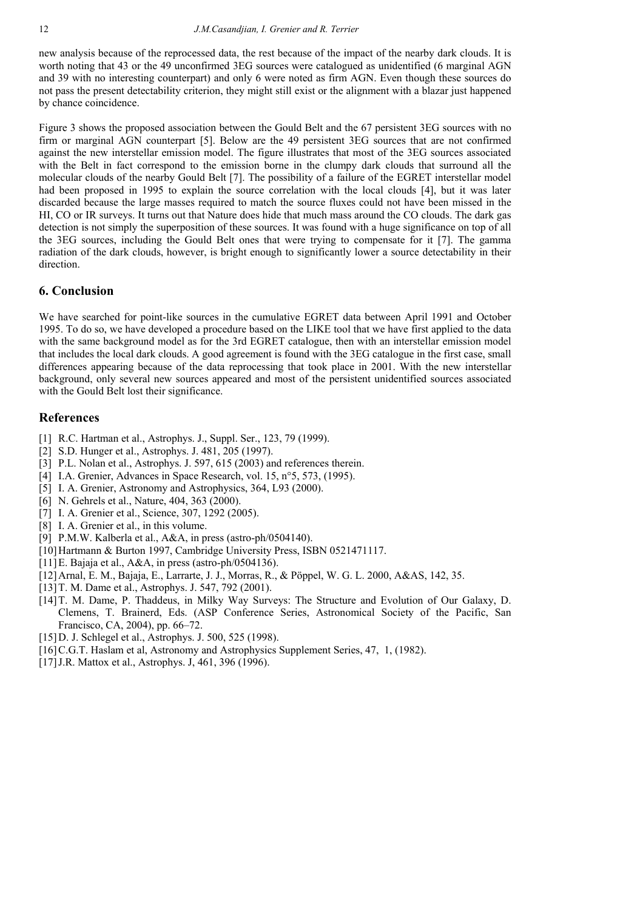new analysis because of the reprocessed data, the rest because of the impact of the nearby dark clouds. It is worth noting that 43 or the 49 unconfirmed 3EG sources were catalogued as unidentified (6 marginal AGN and 39 with no interesting counterpart) and only 6 were noted as firm AGN. Even though these sources do not pass the present detectability criterion, they might still exist or the alignment with a blazar just happened by chance coincidence.

Figure 3 shows the proposed association between the Gould Belt and the 67 persistent 3EG sources with no firm or marginal AGN counterpart [5]. Below are the 49 persistent 3EG sources that are not confirmed against the new interstellar emission model. The figure illustrates that most of the 3EG sources associated with the Belt in fact correspond to the emission borne in the clumpy dark clouds that surround all the molecular clouds of the nearby Gould Belt [7]. The possibility of a failure of the EGRET interstellar model had been proposed in 1995 to explain the source correlation with the local clouds [4], but it was later discarded because the large masses required to match the source fluxes could not have been missed in the HI, CO or IR surveys. It turns out that Nature does hide that much mass around the CO clouds. The dark gas detection is not simply the superposition of these sources. It was found with a huge significance on top of all the 3EG sources, including the Gould Belt ones that were trying to compensate for it [7]. The gamma radiation of the dark clouds, however, is bright enough to significantly lower a source detectability in their direction.

## 6. Conclusion

We have searched for point-like sources in the cumulative EGRET data between April 1991 and October 1995. To do so, we have developed a procedure based on the LIKE tool that we have first applied to the data with the same background model as for the 3rd EGRET catalogue, then with an interstellar emission model that includes the local dark clouds. A good agreement is found with the 3EG catalogue in the first case, small differences appearing because of the data reprocessing that took place in 2001. With the new interstellar background, only several new sources appeared and most of the persistent unidentified sources associated with the Gould Belt lost their significance.

## References

[1] R.C. Hartman et al., Astrophys. J., Suppl. Ser., 123, 79 (1999).
[2] S.D. Hunger et al., Astrophys. J. 481, 205 (1997).
[3] P.L. Nolan et al., Astrophys. J. 597, 615 (2003) and references therein.
[4] I.A. Grenier, Advances in Space Research, vol. 15, n°5, 573, (1995).
[5] I. A. Grenier, Astronomy and Astrophysics, 364, L93 (2000).
[6] N. Gehrels et al., Nature, 404, 363 (2000).
[7] I. A. Grenier et al., Science, 307, 1292 (2005).
[8] I. A. Grenier et al., in this volume.
[9] P.M.W. Kalberla et al., A&A, in press (astro-ph/0504140).
[10] Hartmann & Burton 1997, Cambridge University Press, ISBN 0521471117.
[11] E. Bajaja et al., A&A, in press (astro-ph/0504136).
[12] Arnal, E. M., Bajaja, E., Larrarte, J. J., Morras, R., & Pöppel, W. G. L. 2000, A&AS, 142, 35.
[13] T. M. Dame et al., Astrophys. J. 547, 792 (2001).
[14] T. M. Dame, P. Thaddeus, in Milky Way Surveys: The Structure and Evolution of Our Galaxy, D. Clemens, T. Brainerd, Eds. (ASP Conference Series, Astronomical Society of the Pacific, San Francisco, CA, 2004), pp. 66–72.
[15] D. J. Schlegel et al., Astrophys. J. 500, 525 (1998).
[16] C.G.T. Haslam et al, Astronomy and Astrophysics Supplement Series, 47, 1, (1982).
[17] J.R. Mattox et al., Astrophys. J, 461, 396 (1996).